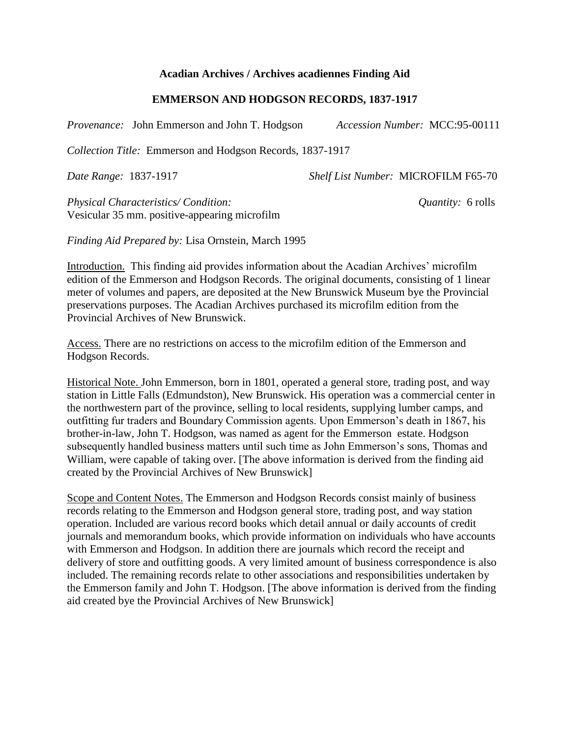**Acadian Archives / Archives acadiennes Finding Aid**

**EMMERSON AND HODGSON RECORDS, 1837-1917**

*Provenance:* John Emmerson and John T. Hodgson *Accession Number:* MCC:95-00111

*Collection Title:* Emmerson and Hodgson Records, 1837-1917

*Date Range:* 1837-1917 *Shelf List Number:* MICROFILM F65-70

*Physical Characteristics/ Condition:* *Quantity:* 6 rolls
Vesicular 35 mm. positive-appearing microfilm

*Finding Aid Prepared by:* Lisa Ornstein, March 1995

Introduction. This finding aid provides information about the Acadian Archives' microfilm edition of the Emmerson and Hodgson Records. The original documents, consisting of 1 linear meter of volumes and papers, are deposited at the New Brunswick Museum bye the Provincial preservations purposes. The Acadian Archives purchased its microfilm edition from the Provincial Archives of New Brunswick.

Access. There are no restrictions on access to the microfilm edition of the Emmerson and Hodgson Records.

Historical Note. John Emmerson, born in 1801, operated a general store, trading post, and way station in Little Falls (Edmundston), New Brunswick. His operation was a commercial center in the northwestern part of the province, selling to local residents, supplying lumber camps, and outfitting fur traders and Boundary Commission agents. Upon Emmerson's death in 1867, his brother-in-law, John T. Hodgson, was named as agent for the Emmerson estate. Hodgson subsequently handled business matters until such time as John Emmerson's sons, Thomas and William, were capable of taking over. [The above information is derived from the finding aid created by the Provincial Archives of New Brunswick]

Scope and Content Notes. The Emmerson and Hodgson Records consist mainly of business records relating to the Emmerson and Hodgson general store, trading post, and way station operation. Included are various record books which detail annual or daily accounts of credit journals and memorandum books, which provide information on individuals who have accounts with Emmerson and Hodgson. In addition there are journals which record the receipt and delivery of store and outfitting goods. A very limited amount of business correspondence is also included. The remaining records relate to other associations and responsibilities undertaken by the Emmerson family and John T. Hodgson. [The above information is derived from the finding aid created bye the Provincial Archives of New Brunswick]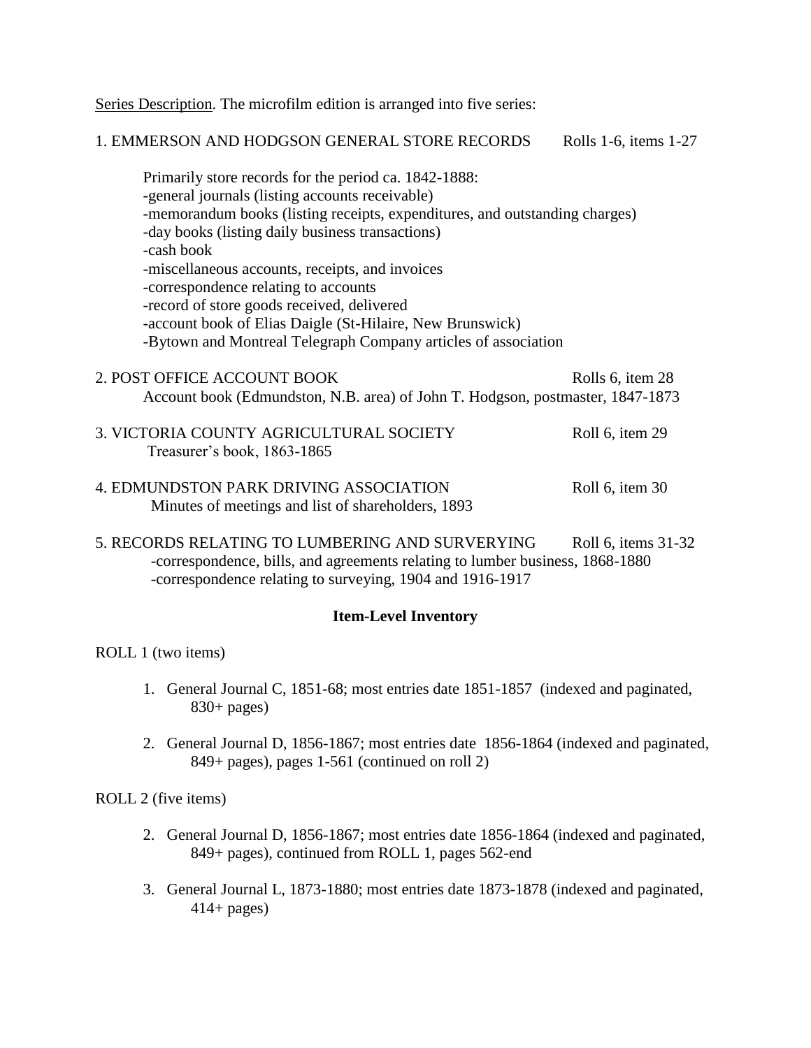Series Description. The microfilm edition is arranged into five series:

1. EMMERSON AND HODGSON GENERAL STORE RECORDS Rolls 1-6, items 1-27

   Primarily store records for the period ca. 1842-1888:
   - general journals (listing accounts receivable)
   - memorandum books (listing receipts, expenditures, and outstanding charges)
   - day books (listing daily business transactions)
   - cash book
   - miscellaneous accounts, receipts, and invoices
   - correspondence relating to accounts
   - record of store goods received, delivered
   - account book of Elias Daigle (St-Hilaire, New Brunswick)
   - Bytown and Montreal Telegraph Company articles of association

2. POST OFFICE ACCOUNT BOOK Rolls 6, item 28

   Account book (Edmundston, N.B. area) of John T. Hodgson, postmaster, 1847-1873

3. VICTORIA COUNTY AGRICULTURAL SOCIETY Roll 6, item 29

   Treasurer's book, 1863-1865

4. EDMUNDSTON PARK DRIVING ASSOCIATION Roll 6, item 30

   Minutes of meetings and list of shareholders, 1893

5. RECORDS RELATING TO LUMBERING AND SURVERYING Roll 6, items 31-32

   - correspondence, bills, and agreements relating to lumber business, 1868-1880
   - correspondence relating to surveying, 1904 and 1916-1917

**Item-Level Inventory**

ROLL 1 (two items)

1. General Journal C, 1851-68; most entries date 1851-1857 (indexed and paginated, 830+ pages)

2. General Journal D, 1856-1867; most entries date 1856-1864 (indexed and paginated, 849+ pages), pages 1-561 (continued on roll 2)

ROLL 2 (five items)

2. General Journal D, 1856-1867; most entries date 1856-1864 (indexed and paginated, 849+ pages), continued from ROLL 1, pages 562-end

3. General Journal L, 1873-1880; most entries date 1873-1878 (indexed and paginated, 414+ pages)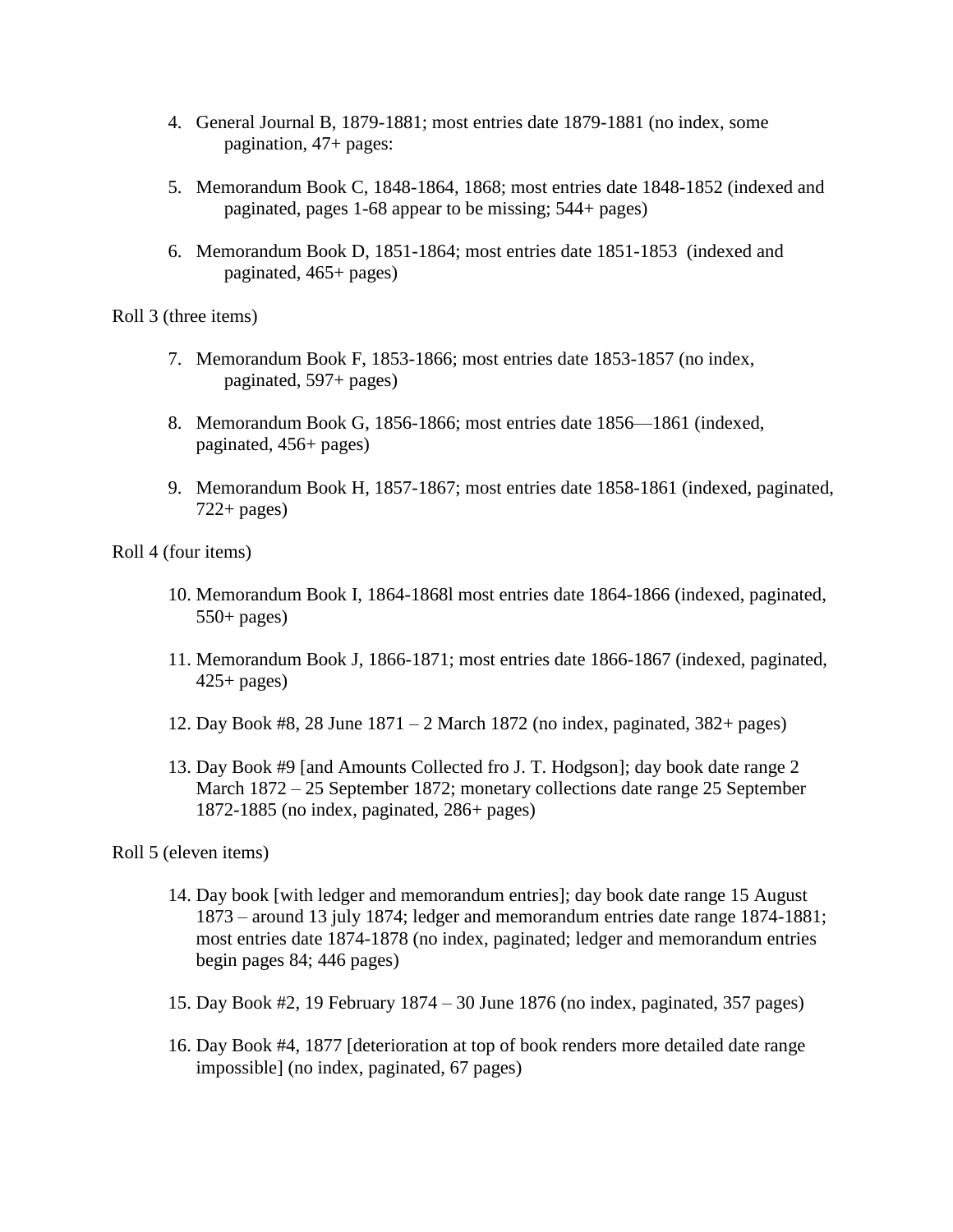4. General Journal B, 1879-1881; most entries date 1879-1881 (no index, some pagination, 47+ pages:

5. Memorandum Book C, 1848-1864, 1868; most entries date 1848-1852 (indexed and paginated, pages 1-68 appear to be missing; 544+ pages)

6. Memorandum Book D, 1851-1864; most entries date 1851-1853 (indexed and paginated, 465+ pages)

Roll 3 (three items)

7. Memorandum Book F, 1853-1866; most entries date 1853-1857 (no index, paginated, 597+ pages)

8. Memorandum Book G, 1856-1866; most entries date 1856—1861 (indexed, paginated, 456+ pages)

9. Memorandum Book H, 1857-1867; most entries date 1858-1861 (indexed, paginated, 722+ pages)

Roll 4 (four items)

10. Memorandum Book I, 1864-1868l most entries date 1864-1866 (indexed, paginated, 550+ pages)

11. Memorandum Book J, 1866-1871; most entries date 1866-1867 (indexed, paginated, 425+ pages)

12. Day Book #8, 28 June 1871 – 2 March 1872 (no index, paginated, 382+ pages)

13. Day Book #9 [and Amounts Collected fro J. T. Hodgson]; day book date range 2 March 1872 – 25 September 1872; monetary collections date range 25 September 1872-1885 (no index, paginated, 286+ pages)

Roll 5 (eleven items)

14. Day book [with ledger and memorandum entries]; day book date range 15 August 1873 – around 13 july 1874; ledger and memorandum entries date range 1874-1881; most entries date 1874-1878 (no index, paginated; ledger and memorandum entries begin pages 84; 446 pages)

15. Day Book #2, 19 February 1874 – 30 June 1876 (no index, paginated, 357 pages)

16. Day Book #4, 1877 [deterioration at top of book renders more detailed date range impossible] (no index, paginated, 67 pages)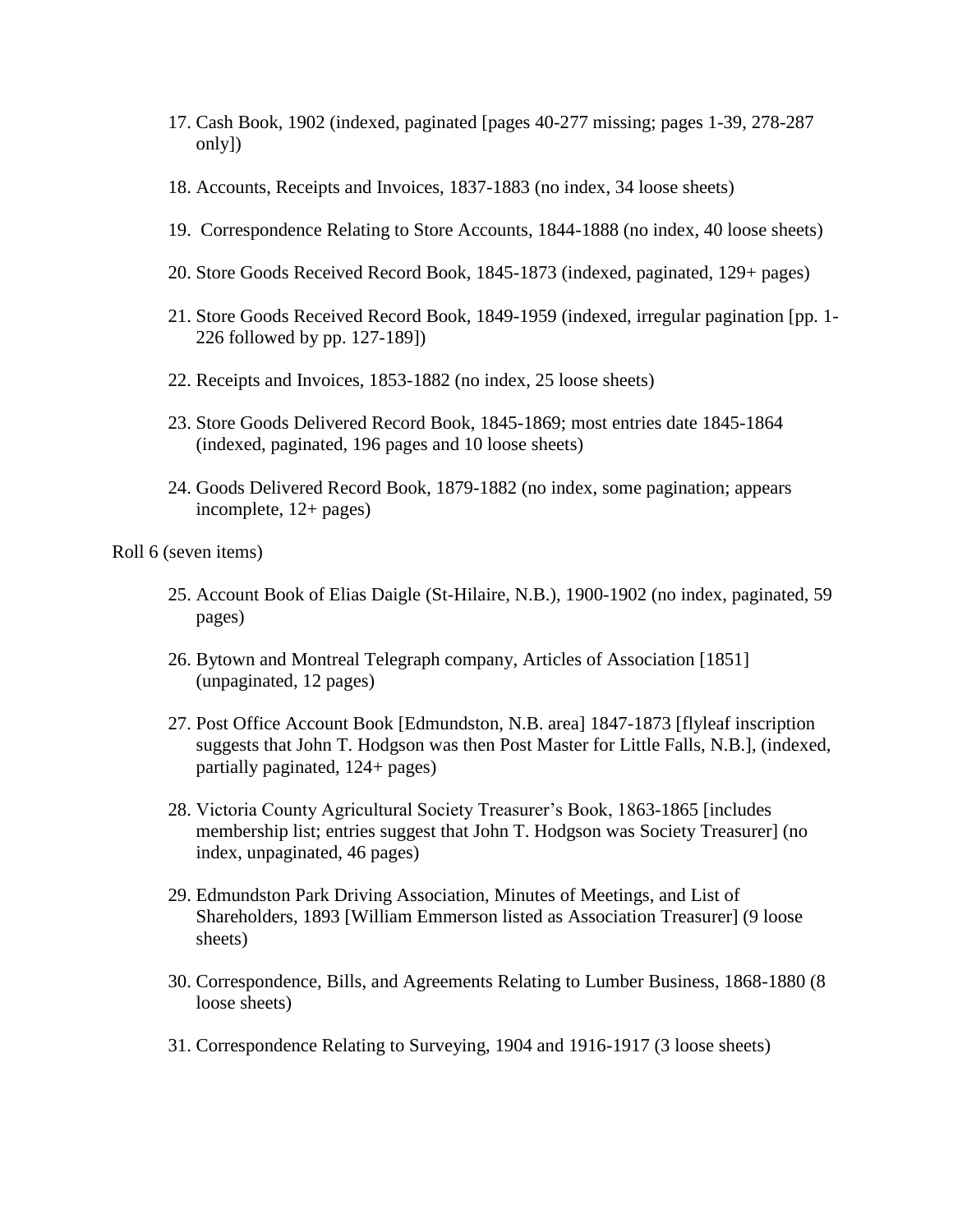17. Cash Book, 1902 (indexed, paginated [pages 40-277 missing; pages 1-39, 278-287 only])

18. Accounts, Receipts and Invoices, 1837-1883 (no index, 34 loose sheets)

19. Correspondence Relating to Store Accounts, 1844-1888 (no index, 40 loose sheets)

20. Store Goods Received Record Book, 1845-1873 (indexed, paginated, 129+ pages)

21. Store Goods Received Record Book, 1849-1959 (indexed, irregular pagination [pp. 1-226 followed by pp. 127-189])

22. Receipts and Invoices, 1853-1882 (no index, 25 loose sheets)

23. Store Goods Delivered Record Book, 1845-1869; most entries date 1845-1864 (indexed, paginated, 196 pages and 10 loose sheets)

24. Goods Delivered Record Book, 1879-1882 (no index, some pagination; appears incomplete, 12+ pages)

Roll 6 (seven items)

25. Account Book of Elias Daigle (St-Hilaire, N.B.), 1900-1902 (no index, paginated, 59 pages)

26. Bytown and Montreal Telegraph company, Articles of Association [1851] (unpaginated, 12 pages)

27. Post Office Account Book [Edmundston, N.B. area] 1847-1873 [flyleaf inscription suggests that John T. Hodgson was then Post Master for Little Falls, N.B.], (indexed, partially paginated, 124+ pages)

28. Victoria County Agricultural Society Treasurer's Book, 1863-1865 [includes membership list; entries suggest that John T. Hodgson was Society Treasurer] (no index, unpaginated, 46 pages)

29. Edmundston Park Driving Association, Minutes of Meetings, and List of Shareholders, 1893 [William Emmerson listed as Association Treasurer] (9 loose sheets)

30. Correspondence, Bills, and Agreements Relating to Lumber Business, 1868-1880 (8 loose sheets)

31. Correspondence Relating to Surveying, 1904 and 1916-1917 (3 loose sheets)